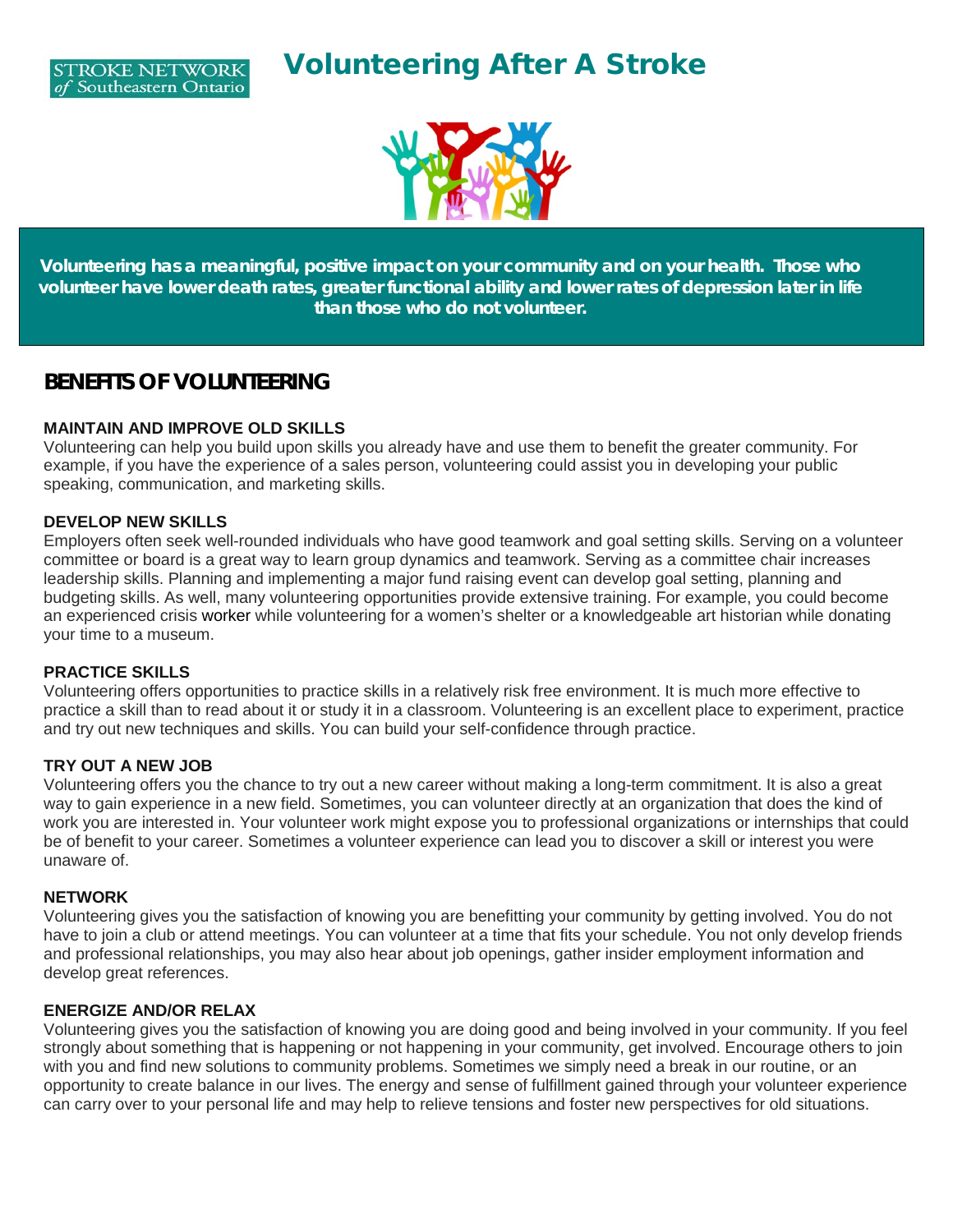STROKE NETWORK of Southeastern Ontario

# Volunteering After A Stroke

**Volunteering has a meaningful, positive impact on your community and on your health. Those who volunteer have lower death rates, greater functional ability and lower rates of depression later in life than those who do not volunteer.**

## BENEFITS OF VOLUNTEERING

### MAINTAIN AND IMPROVE OLD SKILLS

Volunteering can help you build upon skills you already have and use them to benefit the greater community. For example, if you have the experience of a sales person, volunteering could assist you in developing your public speaking, communication, and marketing skills.

### DEVELOP NEW SKILLS

Employers often seek well-rounded individuals who have good teamwork and goal setting skills. Serving on a volunteer committee or board is a great way to learn group dynamics and teamwork. Serving as a committee chair increases leadership skills. Planning and implementing a major fund raising event can develop goal setting, planning and budgeting skills. As well, many volunteering opportunities provide extensive training. For example, you could become an experienced crisis worker while volunteering for a women's shelter or a knowledgeable art historian while donating your time to a museum.

### PRACTICE SKILLS

Volunteering offers opportunities to practice skills in a relatively risk free environment. It is much more effective to practice a skill than to read about it or study it in a classroom. Volunteering is an excellent place to experiment, practice and try out new techniques and skills. You can build your self-confidence through practice.

### TRY OUT A NEW JOB

Volunteering offers you the chance to try out a new career without making a long-term commitment. It is also a great way to gain experience in a new field. Sometimes, you can volunteer directly at an organization that does the kind of work you are interested in. Your volunteer work might expose you to professional organizations or internships that could be of benefit to your career. Sometimes a volunteer experience can lead you to discover a skill or interest you were unaware of.

### NETWORK

Volunteering gives you the satisfaction of knowing you are benefitting your community by getting involved. You do not have to join a club or attend meetings. You can volunteer at a time that fits your schedule. You not only develop friends and professional relationships, you may also hear about job openings, gather insider employment information and develop great references.

### ENERGIZE AND/OR RELAX

Volunteering gives you the satisfaction of knowing you are doing good and being involved in your community. If you feel strongly about something that is happening or not happening in your community, get involved. Encourage others to join with you and find new solutions to community problems. Sometimes we simply need a break in our routine, or an opportunity to create balance in our lives. The energy and sense of fulfillment gained through your volunteer experience can carry over to your personal life and may help to relieve tensions and foster new perspectives for old situations.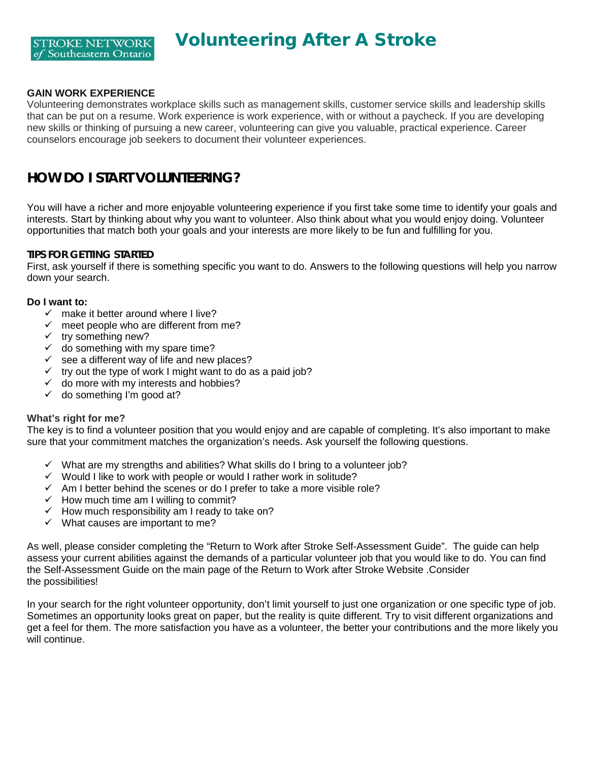# Volunteering After A Stroke

### GAIN WORK EXPERIENCE

Volunteering demonstrates workplace skills such as management skills, customer service skills and leadership skills that can be put on a resume. Work experience is work experience, with or without a paycheck. If you are developing new skills or thinking of pursuing a new career, volunteering can give you valuable, practical experience. Career counselors encourage job seekers to document their volunteer experiences.

## HOW DO I START VOLUNTEERING?

You will have a richer and more enjoyable volunteering experience if you first take some time to identify your goals and interests. Start by thinking about why you want to volunteer. Also think about what you would enjoy doing. Volunteer opportunities that match both your goals and your interests are more likely to be fun and fulfilling for you.

### TIPS FOR GETTING STARTED

First, ask yourself if there is something specific you want to do. Answers to the following questions will help you narrow down your search.

**Do I want to:**

- ✓ make it better around where I live?
- ✓ meet people who are different from me?
- ✓ try something new?
- ✓ do something with my spare time?
- ✓ see a different way of life and new places?
- ✓ try out the type of work I might want to do as a paid job?
- ✓ do more with my interests and hobbies?
- ✓ do something I'm good at?

**What's right for me?**

The key is to find a volunteer position that you would enjoy and are capable of completing. It's also important to make sure that your commitment matches the organization's needs. Ask yourself the following questions.

- ✓ What are my strengths and abilities? What skills do I bring to a volunteer job?
- ✓ Would I like to work with people or would I rather work in solitude?
- ✓ Am I better behind the scenes or do I prefer to take a more visible role?
- ✓ How much time am I willing to commit?
- ✓ How much responsibility am I ready to take on?
- ✓ What causes are important to me?

As well, please consider completing the "Return to Work after Stroke Self-Assessment Guide". The guide can help assess your current abilities against the demands of a particular volunteer job that you would like to do. You can find the Self-Assessment Guide on the main page of the Return to Work after Stroke Website .Consider the possibilities!

In your search for the right volunteer opportunity, don't limit yourself to just one organization or one specific type of job. Sometimes an opportunity looks great on paper, but the reality is quite different. Try to visit different organizations and get a feel for them. The more satisfaction you have as a volunteer, the better your contributions and the more likely you will continue.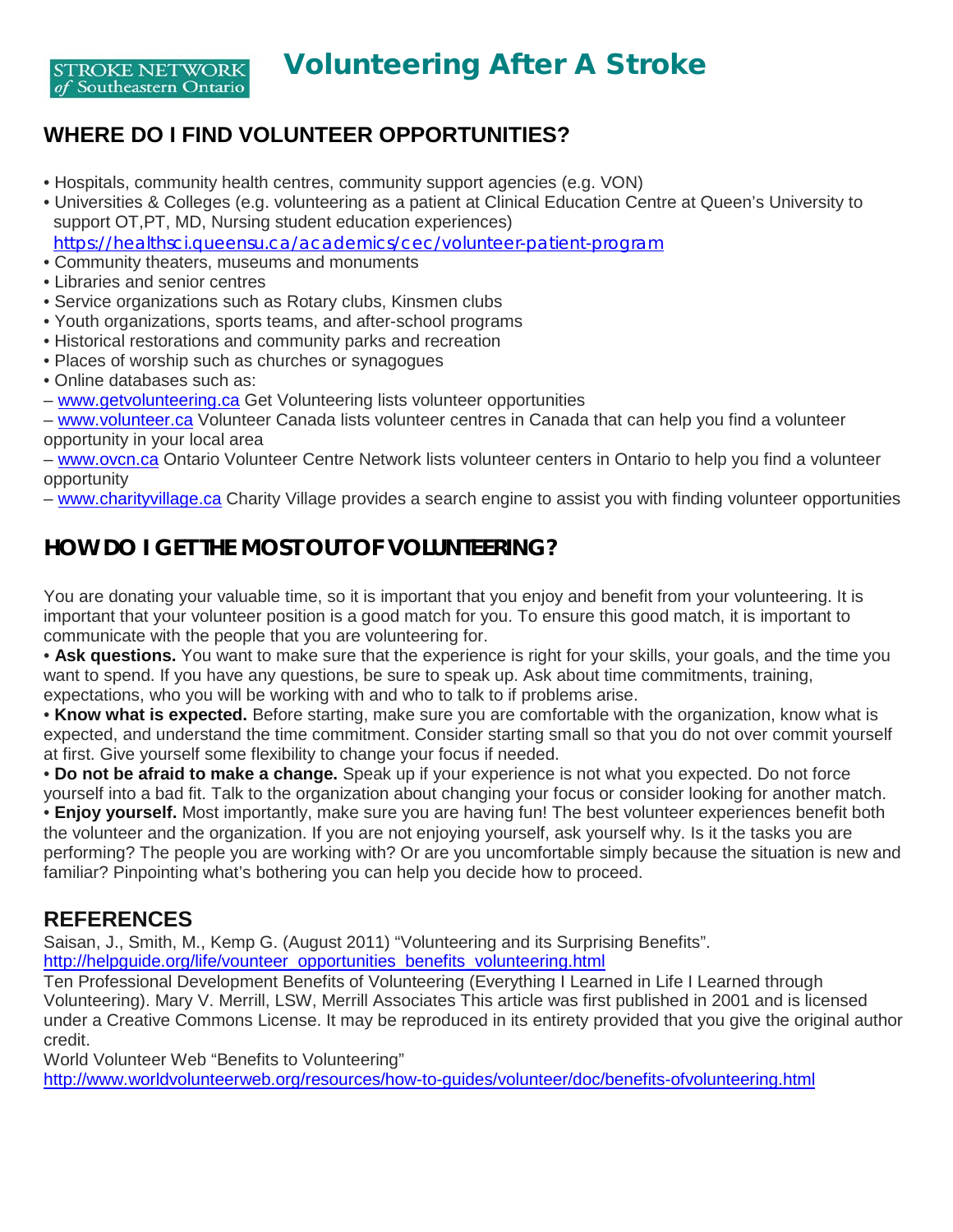# Volunteering After A Stroke

STROKE NETWORK *of* Southeastern Ontario

## WHERE DO I FIND VOLUNTEER OPPORTUNITIES?

- Hospitals, community health centres, community support agencies (e.g. VON)
- Universities & Colleges (e.g. volunteering as a patient at Clinical Education Centre at Queen's University to support OT,PT, MD, Nursing student education experiences) https://healthsci.queensu.ca/academics/cec/volunteer-patient-program
- Community theaters, museums and monuments
- Libraries and senior centres
- Service organizations such as Rotary clubs, Kinsmen clubs
- Youth organizations, sports teams, and after-school programs
- Historical restorations and community parks and recreation
- Places of worship such as churches or synagogues
- Online databases such as:

– www.getvolunteering.ca Get Volunteering lists volunteer opportunities
– www.volunteer.ca Volunteer Canada lists volunteer centres in Canada that can help you find a volunteer opportunity in your local area
– www.ovcn.ca Ontario Volunteer Centre Network lists volunteer centers in Ontario to help you find a volunteer opportunity
– www.charityvillage.ca Charity Village provides a search engine to assist you with finding volunteer opportunities

## HOW DO I GET THE MOST OUT OF VOLUNTEERING?

You are donating your valuable time, so it is important that you enjoy and benefit from your volunteering. It is important that your volunteer position is a good match for you. To ensure this good match, it is important to communicate with the people that you are volunteering for.

- **Ask questions.** You want to make sure that the experience is right for your skills, your goals, and the time you want to spend. If you have any questions, be sure to speak up. Ask about time commitments, training, expectations, who you will be working with and who to talk to if problems arise.
- **Know what is expected.** Before starting, make sure you are comfortable with the organization, know what is expected, and understand the time commitment. Consider starting small so that you do not over commit yourself at first. Give yourself some flexibility to change your focus if needed.
- **Do not be afraid to make a change.** Speak up if your experience is not what you expected. Do not force yourself into a bad fit. Talk to the organization about changing your focus or consider looking for another match.
- **Enjoy yourself.** Most importantly, make sure you are having fun! The best volunteer experiences benefit both the volunteer and the organization. If you are not enjoying yourself, ask yourself why. Is it the tasks you are performing? The people you are working with? Or are you uncomfortable simply because the situation is new and familiar? Pinpointing what's bothering you can help you decide how to proceed.

## REFERENCES

Saisan, J., Smith, M., Kemp G. (August 2011) "Volunteering and its Surprising Benefits". http://helpguide.org/life/vounteer_opportunities_benefits_volunteering.html

Ten Professional Development Benefits of Volunteering (Everything I Learned in Life I Learned through Volunteering). Mary V. Merrill, LSW, Merrill Associates This article was first published in 2001 and is licensed under a Creative Commons License. It may be reproduced in its entirety provided that you give the original author credit.

World Volunteer Web "Benefits to Volunteering" http://www.worldvolunteerweb.org/resources/how-to-guides/volunteer/doc/benefits-ofvolunteering.html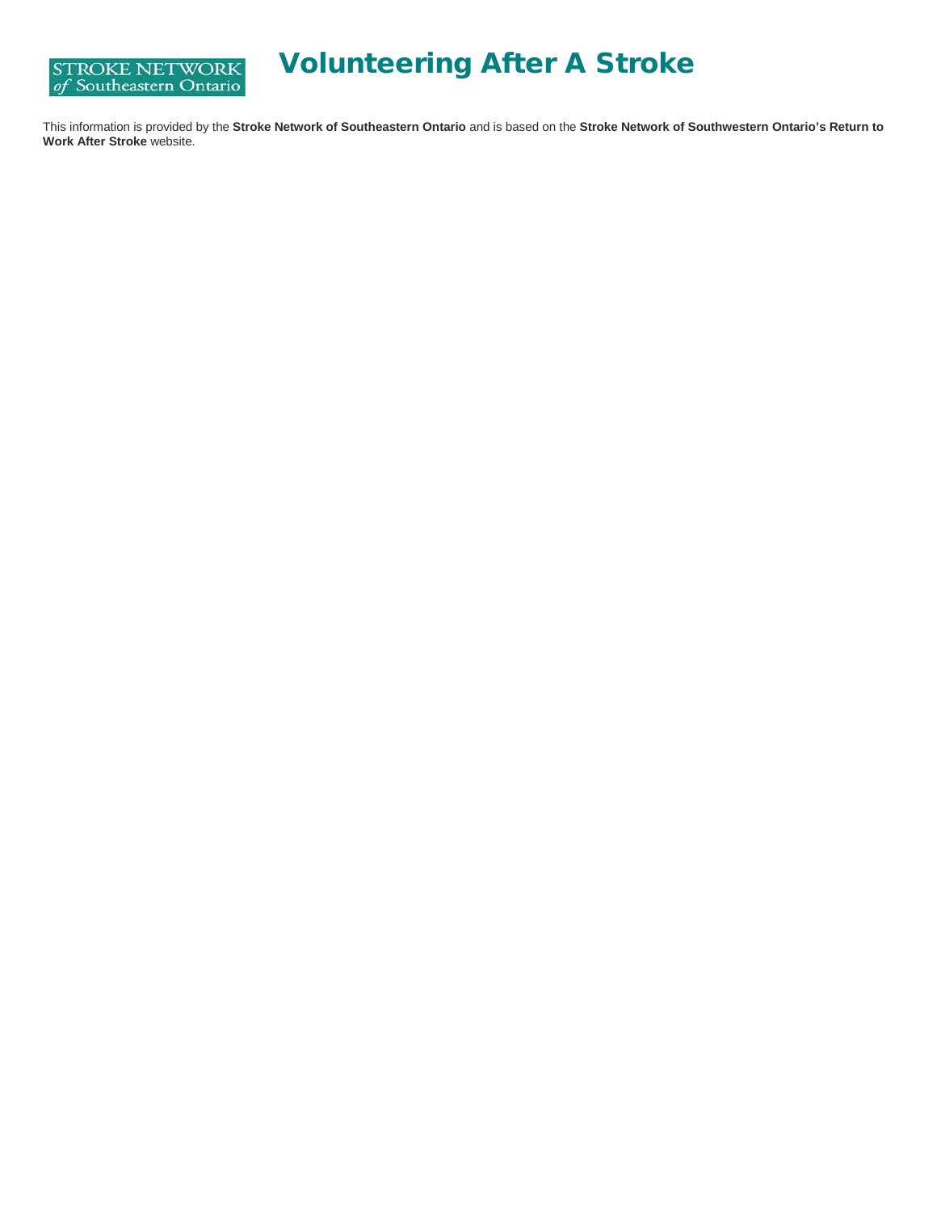This information is provided by the **Stroke Network of Southeastern Ontario** and is based on the **Stroke Network of Southwestern Ontario's Return to Work After Stroke** website.